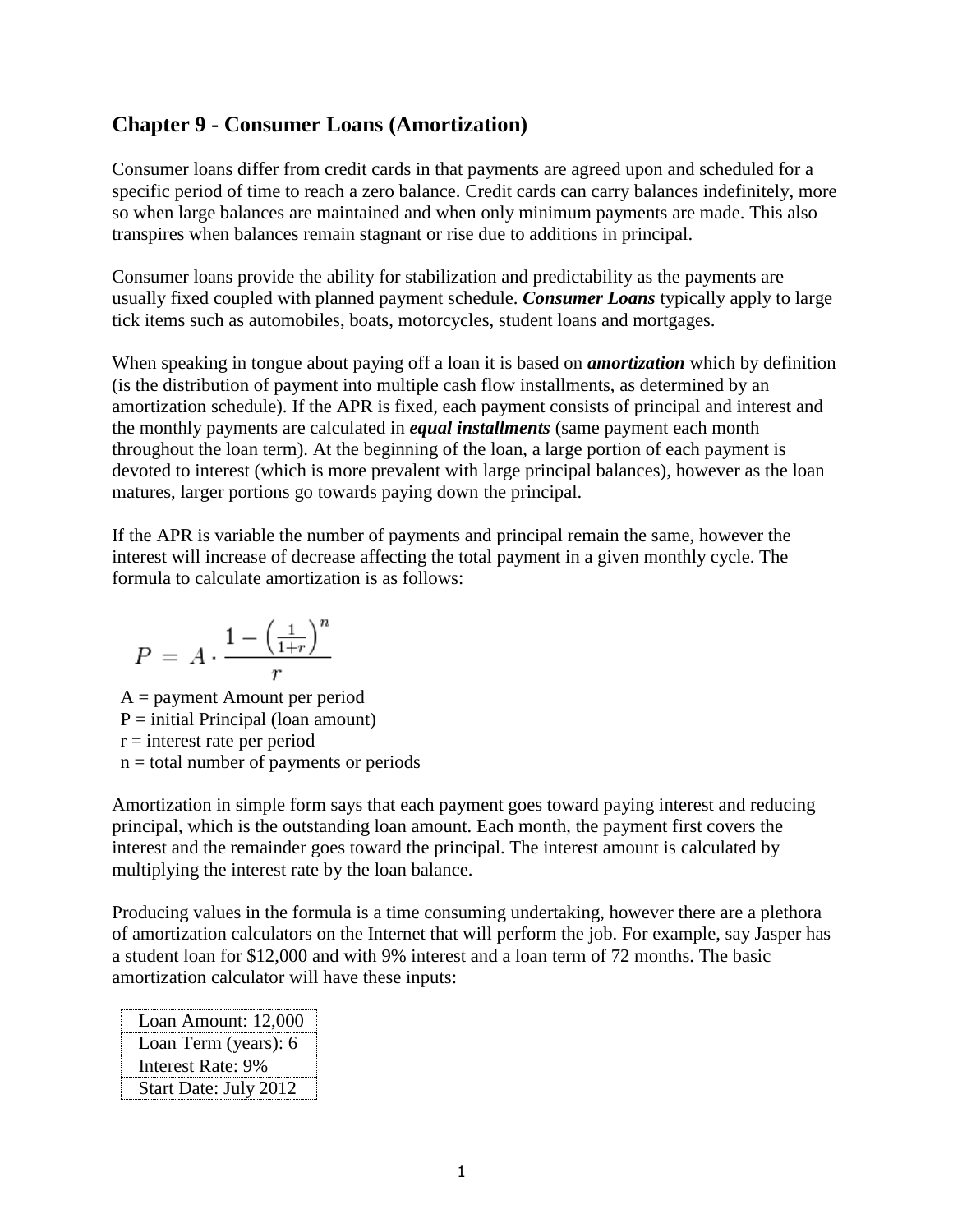## Chapter 9 - Consumer Loans (Amortization)

Consumer loans differ from credit cards in that payments are agreed upon and scheduled for a specific period of time to reach a zero balance. Credit cards can carry balances indefinitely, more so when large balances are maintained and when only minimum payments are made. This also transpires when balances remain stagnant or rise due to additions in principal.

Consumer loans provide the ability for stabilization and predictability as the payments are usually fixed coupled with planned payment schedule. ***Consumer Loans*** typically apply to large tick items such as automobiles, boats, motorcycles, student loans and mortgages.

When speaking in tongue about paying off a loan it is based on ***amortization*** which by definition (is the distribution of payment into multiple cash flow installments, as determined by an amortization schedule). If the APR is fixed, each payment consists of principal and interest and the monthly payments are calculated in ***equal installments*** (same payment each month throughout the loan term). At the beginning of the loan, a large portion of each payment is devoted to interest (which is more prevalent with large principal balances), however as the loan matures, larger portions go towards paying down the principal.

If the APR is variable the number of payments and principal remain the same, however the interest will increase of decrease affecting the total payment in a given monthly cycle. The formula to calculate amortization is as follows:

$$P = A \cdot \frac{1 - \left(\frac{1}{1+r}\right)^n}{r}$$

A = payment Amount per period
P = initial Principal (loan amount)
r = interest rate per period
n = total number of payments or periods

Amortization in simple form says that each payment goes toward paying interest and reducing principal, which is the outstanding loan amount. Each month, the payment first covers the interest and the remainder goes toward the principal. The interest amount is calculated by multiplying the interest rate by the loan balance.

Producing values in the formula is a time consuming undertaking, however there are a plethora of amortization calculators on the Internet that will perform the job. For example, say Jasper has a student loan for $12,000 and with 9% interest and a loan term of 72 months. The basic amortization calculator will have these inputs:

| Loan Amount: 12,000 |
|---|
| Loan Term (years): 6 |
| Interest Rate: 9% |
| Start Date: July 2012 |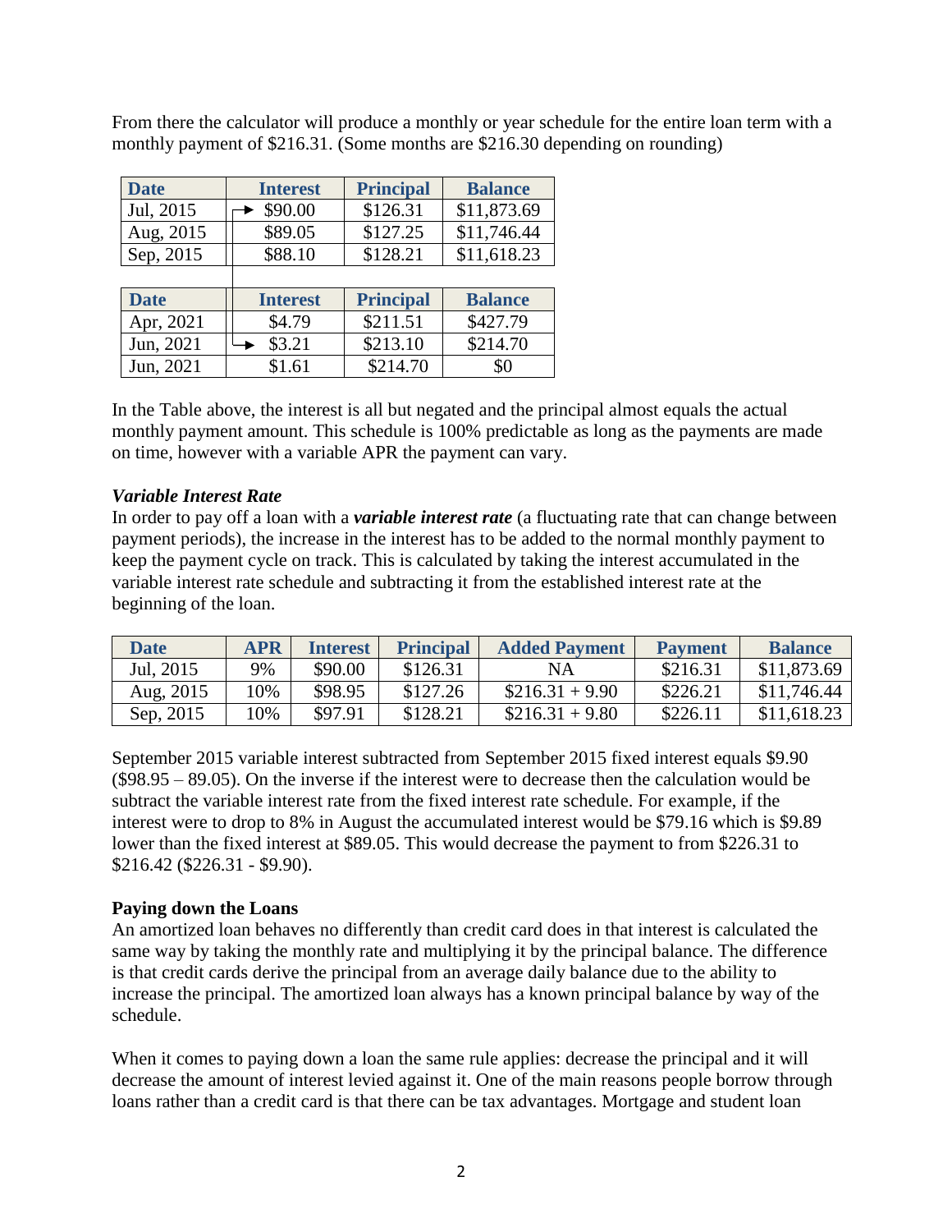From there the calculator will produce a monthly or year schedule for the entire loan term with a monthly payment of $216.31. (Some months are $216.30 depending on rounding)

| Date | Interest | Principal | Balance |
|---|---|---|---|
| Jul, 2015 | $90.00 | $126.31 | $11,873.69 |
| Aug, 2015 | $89.05 | $127.25 | $11,746.44 |
| Sep, 2015 | $88.10 | $128.21 | $11,618.23 |

| Date | Interest | Principal | Balance |
|---|---|---|---|
| Apr, 2021 | $4.79 | $211.51 | $427.79 |
| Jun, 2021 | $3.21 | $213.10 | $214.70 |
| Jun, 2021 | $1.61 | $214.70 | $0 |

In the Table above, the interest is all but negated and the principal almost equals the actual monthly payment amount. This schedule is 100% predictable as long as the payments are made on time, however with a variable APR the payment can vary.

### *Variable Interest Rate*

In order to pay off a loan with a ***variable interest rate*** (a fluctuating rate that can change between payment periods), the increase in the interest has to be added to the normal monthly payment to keep the payment cycle on track. This is calculated by taking the interest accumulated in the variable interest rate schedule and subtracting it from the established interest rate at the beginning of the loan.

| Date | APR | Interest | Principal | Added Payment | Payment | Balance |
|---|---|---|---|---|---|---|
| Jul, 2015 | 9% | $90.00 | $126.31 | NA | $216.31 | $11,873.69 |
| Aug, 2015 | 10% | $98.95 | $127.26 | $216.31 + 9.90 | $226.21 | $11,746.44 |
| Sep, 2015 | 10% | $97.91 | $128.21 | $216.31 + 9.80 | $226.11 | $11,618.23 |

September 2015 variable interest subtracted from September 2015 fixed interest equals $9.90 ($98.95 – 89.05). On the inverse if the interest were to decrease then the calculation would be subtract the variable interest rate from the fixed interest rate schedule. For example, if the interest were to drop to 8% in August the accumulated interest would be $79.16 which is $9.89 lower than the fixed interest at $89.05. This would decrease the payment to from $226.31 to $216.42 ($226.31 - $9.90).

### Paying down the Loans

An amortized loan behaves no differently than credit card does in that interest is calculated the same way by taking the monthly rate and multiplying it by the principal balance. The difference is that credit cards derive the principal from an average daily balance due to the ability to increase the principal. The amortized loan always has a known principal balance by way of the schedule.

When it comes to paying down a loan the same rule applies: decrease the principal and it will decrease the amount of interest levied against it. One of the main reasons people borrow through loans rather than a credit card is that there can be tax advantages. Mortgage and student loan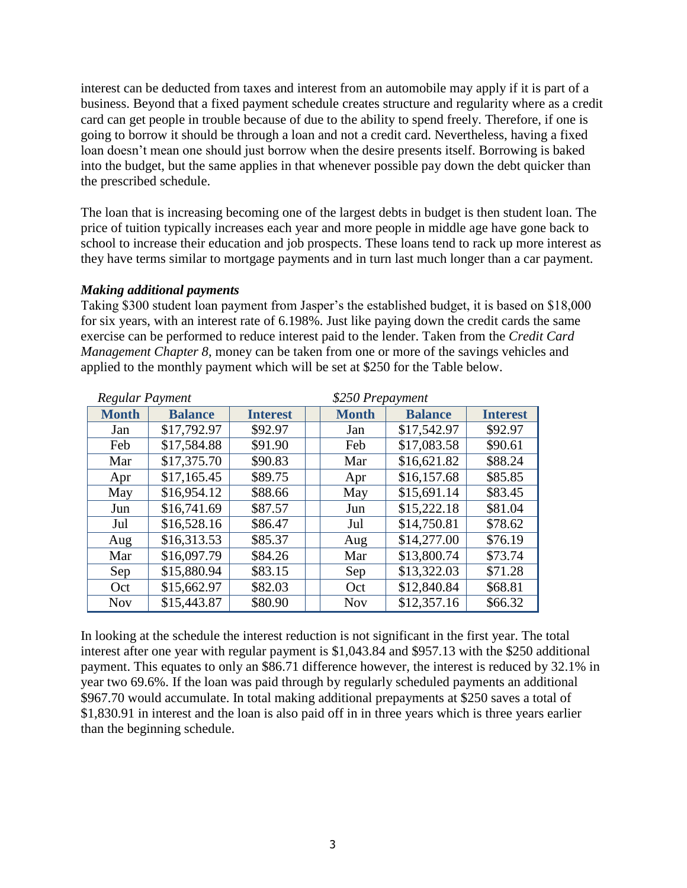interest can be deducted from taxes and interest from an automobile may apply if it is part of a business. Beyond that a fixed payment schedule creates structure and regularity where as a credit card can get people in trouble because of due to the ability to spend freely. Therefore, if one is going to borrow it should be through a loan and not a credit card. Nevertheless, having a fixed loan doesn't mean one should just borrow when the desire presents itself. Borrowing is baked into the budget, but the same applies in that whenever possible pay down the debt quicker than the prescribed schedule.

The loan that is increasing becoming one of the largest debts in budget is then student loan. The price of tuition typically increases each year and more people in middle age have gone back to school to increase their education and job prospects. These loans tend to rack up more interest as they have terms similar to mortgage payments and in turn last much longer than a car payment.

***Making additional payments***

Taking $300 student loan payment from Jasper's the established budget, it is based on $18,000 for six years, with an interest rate of 6.198%. Just like paying down the credit cards the same exercise can be performed to reduce interest paid to the lender. Taken from the *Credit Card Management Chapter 8*, money can be taken from one or more of the savings vehicles and applied to the monthly payment which will be set at $250 for the Table below.

| *Regular Payment* | | | | *$250 Prepayment* | | |
|---|---|---|---|---|---|---|
| **Month** | **Balance** | **Interest** | | **Month** | **Balance** | **Interest** |
| Jan | $17,792.97 | $92.97 | | Jan | $17,542.97 | $92.97 |
| Feb | $17,584.88 | $91.90 | | Feb | $17,083.58 | $90.61 |
| Mar | $17,375.70 | $90.83 | | Mar | $16,621.82 | $88.24 |
| Apr | $17,165.45 | $89.75 | | Apr | $16,157.68 | $85.85 |
| May | $16,954.12 | $88.66 | | May | $15,691.14 | $83.45 |
| Jun | $16,741.69 | $87.57 | | Jun | $15,222.18 | $81.04 |
| Jul | $16,528.16 | $86.47 | | Jul | $14,750.81 | $78.62 |
| Aug | $16,313.53 | $85.37 | | Aug | $14,277.00 | $76.19 |
| Mar | $16,097.79 | $84.26 | | Mar | $13,800.74 | $73.74 |
| Sep | $15,880.94 | $83.15 | | Sep | $13,322.03 | $71.28 |
| Oct | $15,662.97 | $82.03 | | Oct | $12,840.84 | $68.81 |
| Nov | $15,443.87 | $80.90 | | Nov | $12,357.16 | $66.32 |

In looking at the schedule the interest reduction is not significant in the first year. The total interest after one year with regular payment is $1,043.84 and $957.13 with the $250 additional payment. This equates to only an $86.71 difference however, the interest is reduced by 32.1% in year two 69.6%. If the loan was paid through by regularly scheduled payments an additional $967.70 would accumulate. In total making additional prepayments at $250 saves a total of $1,830.91 in interest and the loan is also paid off in in three years which is three years earlier than the beginning schedule.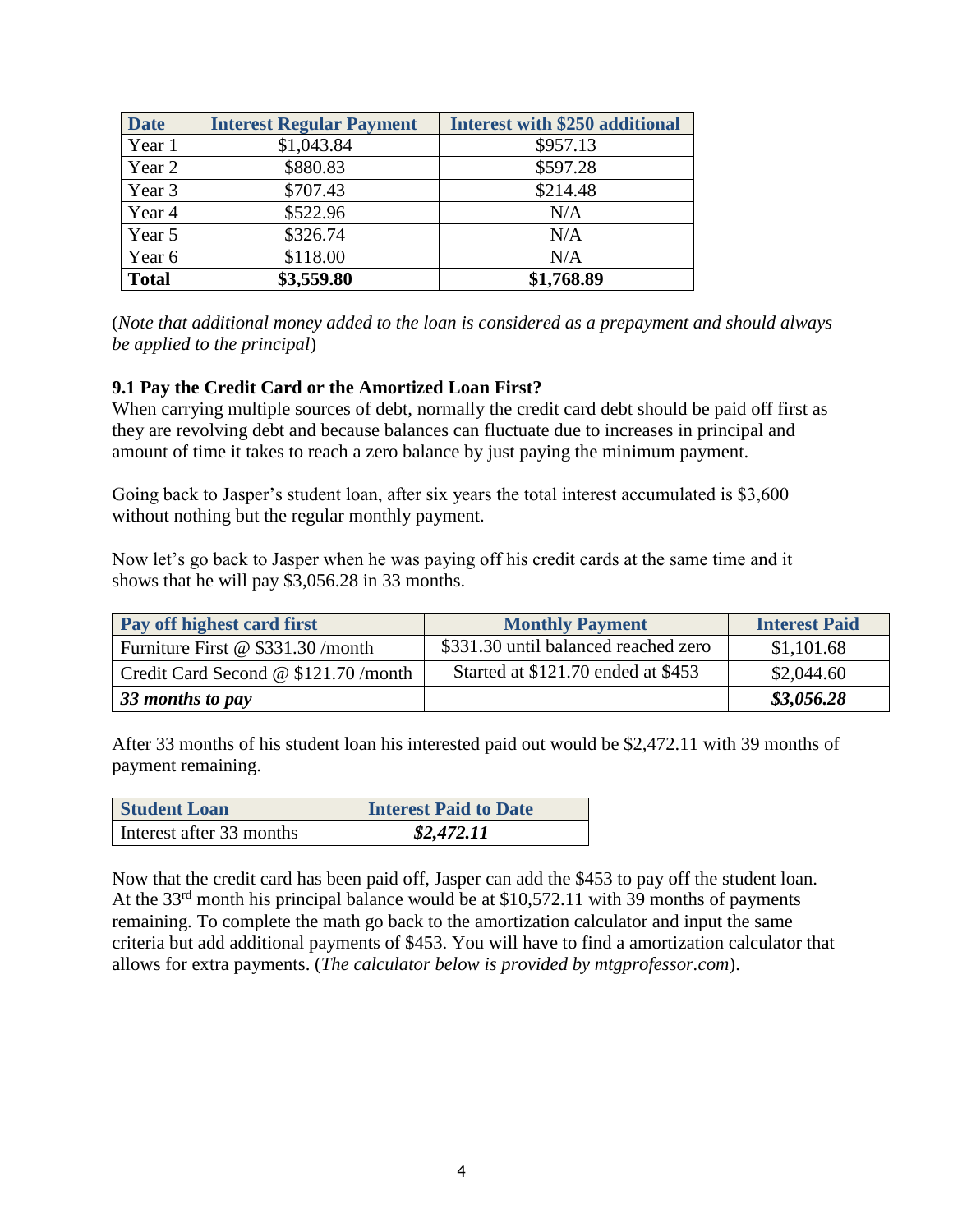| Date | Interest Regular Payment | Interest with $250 additional |
|---|---|---|
| Year 1 | $1,043.84 | $957.13 |
| Year 2 | $880.83 | $597.28 |
| Year 3 | $707.43 | $214.48 |
| Year 4 | $522.96 | N/A |
| Year 5 | $326.74 | N/A |
| Year 6 | $118.00 | N/A |
| **Total** | **$3,559.80** | **$1,768.89** |

(*Note that additional money added to the loan is considered as a prepayment and should always be applied to the principal*)

### 9.1 Pay the Credit Card or the Amortized Loan First?

When carrying multiple sources of debt, normally the credit card debt should be paid off first as they are revolving debt and because balances can fluctuate due to increases in principal and amount of time it takes to reach a zero balance by just paying the minimum payment.

Going back to Jasper's student loan, after six years the total interest accumulated is $3,600 without nothing but the regular monthly payment.

Now let's go back to Jasper when he was paying off his credit cards at the same time and it shows that he will pay $3,056.28 in 33 months.

| Pay off highest card first | Monthly Payment | Interest Paid |
|---|---|---|
| Furniture First @ $331.30 /month | $331.30 until balanced reached zero | $1,101.68 |
| Credit Card Second @ $121.70 /month | Started at $121.70 ended at $453 | $2,044.60 |
| ***33 months to pay*** | | ***$3,056.28*** |

After 33 months of his student loan his interested paid out would be $2,472.11 with 39 months of payment remaining.

| Student Loan | Interest Paid to Date |
|---|---|
| Interest after 33 months | ***$2,472.11*** |

Now that the credit card has been paid off, Jasper can add the $453 to pay off the student loan. At the 33rd month his principal balance would be at $10,572.11 with 39 months of payments remaining. To complete the math go back to the amortization calculator and input the same criteria but add additional payments of $453. You will have to find a amortization calculator that allows for extra payments. (*The calculator below is provided by mtgprofessor.com*).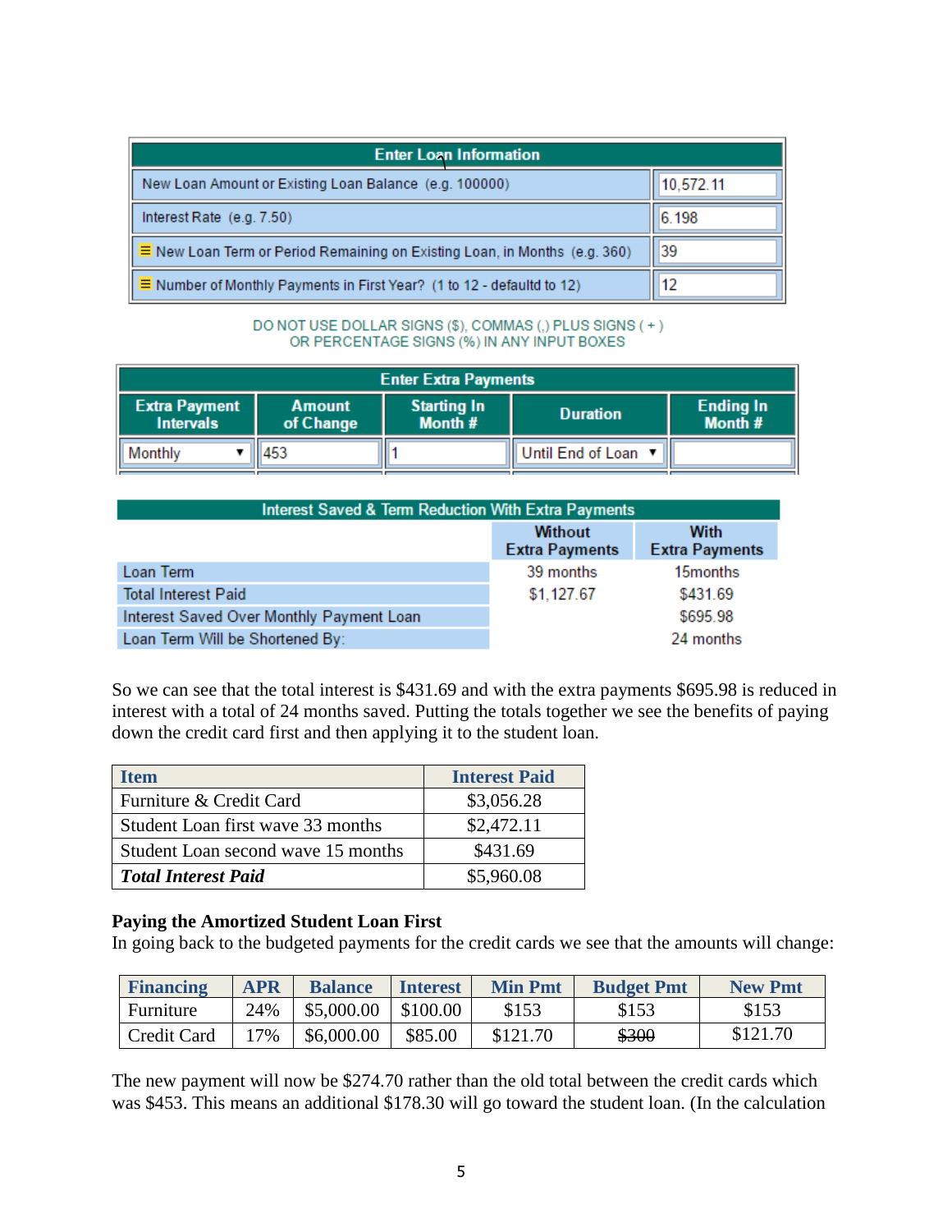| Enter Loan Information | |
| --- | --- |
| New Loan Amount or Existing Loan Balance (e.g. 100000) | 10,572.11 |
| Interest Rate (e.g. 7.50) | 6.198 |
| New Loan Term or Period Remaining on Existing Loan, in Months (e.g. 360) | 39 |
| Number of Monthly Payments in First Year? (1 to 12 - defauldt to 12) | 12 |

DO NOT USE DOLLAR SIGNS ($), COMMAS (,) PLUS SIGNS ( + )
OR PERCENTAGE SIGNS (%) IN ANY INPUT BOXES

| Extra Payment Intervals | Amount of Change | Starting In Month # | Duration | Ending In Month # |
| --- | --- | --- | --- | --- |
| Monthly | 453 | 1 | Until End of Loan | |

| Interest Saved & Term Reduction With Extra Payments | Without Extra Payments | With Extra Payments |
| --- | --- | --- |
| Loan Term | 39 months | 15months |
| Total Interest Paid | $1,127.67 | $431.69 |
| Interest Saved Over Monthly Payment Loan | | $695.98 |
| Loan Term Will be Shortened By: | | 24 months |

So we can see that the total interest is $431.69 and with the extra payments $695.98 is reduced in interest with a total of 24 months saved. Putting the totals together we see the benefits of paying down the credit card first and then applying it to the student loan.

| Item | Interest Paid |
| --- | --- |
| Furniture & Credit Card | $3,056.28 |
| Student Loan first wave 33 months | $2,472.11 |
| Student Loan second wave 15 months | $431.69 |
| ***Total Interest Paid*** | $5,960.08 |

**Paying the Amortized Student Loan First**
In going back to the budgeted payments for the credit cards we see that the amounts will change:

| Financing | APR | Balance | Interest | Min Pmt | Budget Pmt | New Pmt |
| --- | --- | --- | --- | --- | --- | --- |
| Furniture | 24% | $5,000.00 | $100.00 | $153 | $153 | $153 |
| Credit Card | 17% | $6,000.00 | $85.00 | $121.70 | ~~$300~~ | $121.70 |

The new payment will now be $274.70 rather than the old total between the credit cards which was $453. This means an additional $178.30 will go toward the student loan. (In the calculation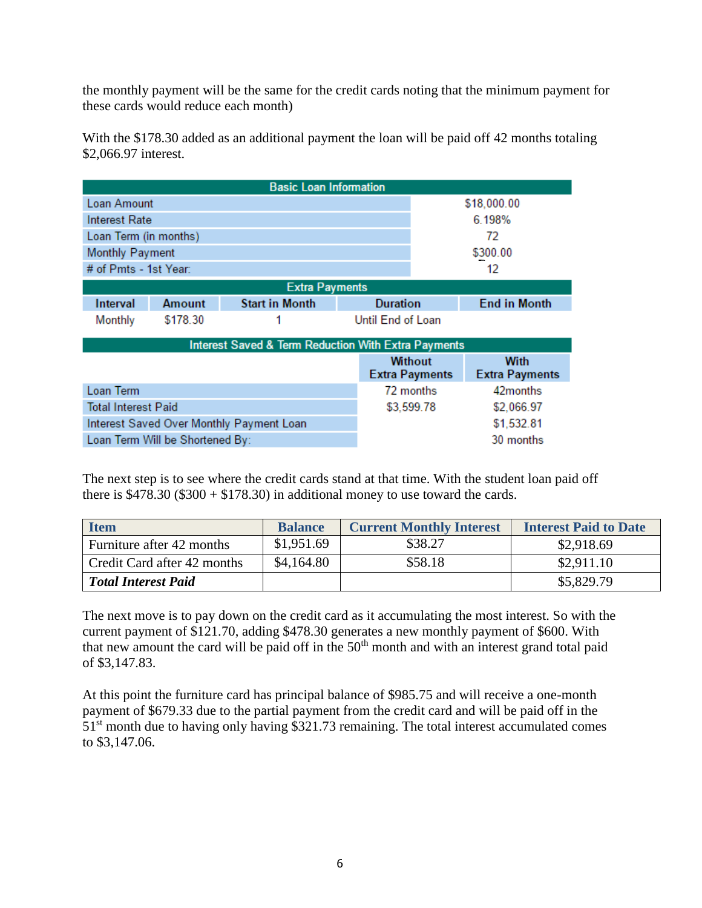the monthly payment will be the same for the credit cards noting that the minimum payment for these cards would reduce each month)

With the $178.30 added as an additional payment the loan will be paid off 42 months totaling $2,066.97 interest.

| Basic Loan Information | | | | |
|---|---|---|---|---|
| Loan Amount | | | $18,000.00 | |
| Interest Rate | | | 6.198% | |
| Loan Term (in months) | | | 72 | |
| Monthly Payment | | | $300.00 | |
| # of Pmts - 1st Year: | | | 12 | |
| **Extra Payments** | | | | |
| **Interval** | **Amount** | **Start in Month** | **Duration** | **End in Month** |
| Monthly | $178.30 | 1 | Until End of Loan | |

| Interest Saved & Term Reduction With Extra Payments | | |
|---|---|---|
| | **Without Extra Payments** | **With Extra Payments** |
| Loan Term | 72 months | 42months |
| Total Interest Paid | $3,599.78 | $2,066.97 |
| Interest Saved Over Monthly Payment Loan | | $1,532.81 |
| Loan Term Will be Shortened By: | | 30 months |

The next step is to see where the credit cards stand at that time. With the student loan paid off there is $478.30 ($300 + $178.30) in additional money to use toward the cards.

| Item | Balance | Current Monthly Interest | Interest Paid to Date |
|---|---|---|---|
| Furniture after 42 months | $1,951.69 | $38.27 | $2,918.69 |
| Credit Card after 42 months | $4,164.80 | $58.18 | $2,911.10 |
| ***Total Interest Paid*** | | | $5,829.79 |

The next move is to pay down on the credit card as it accumulating the most interest. So with the current payment of $121.70, adding $478.30 generates a new monthly payment of $600. With that new amount the card will be paid off in the 50th month and with an interest grand total paid of $3,147.83.

At this point the furniture card has principal balance of $985.75 and will receive a one-month payment of $679.33 due to the partial payment from the credit card and will be paid off in the 51st month due to having only having $321.73 remaining. The total interest accumulated comes to $3,147.06.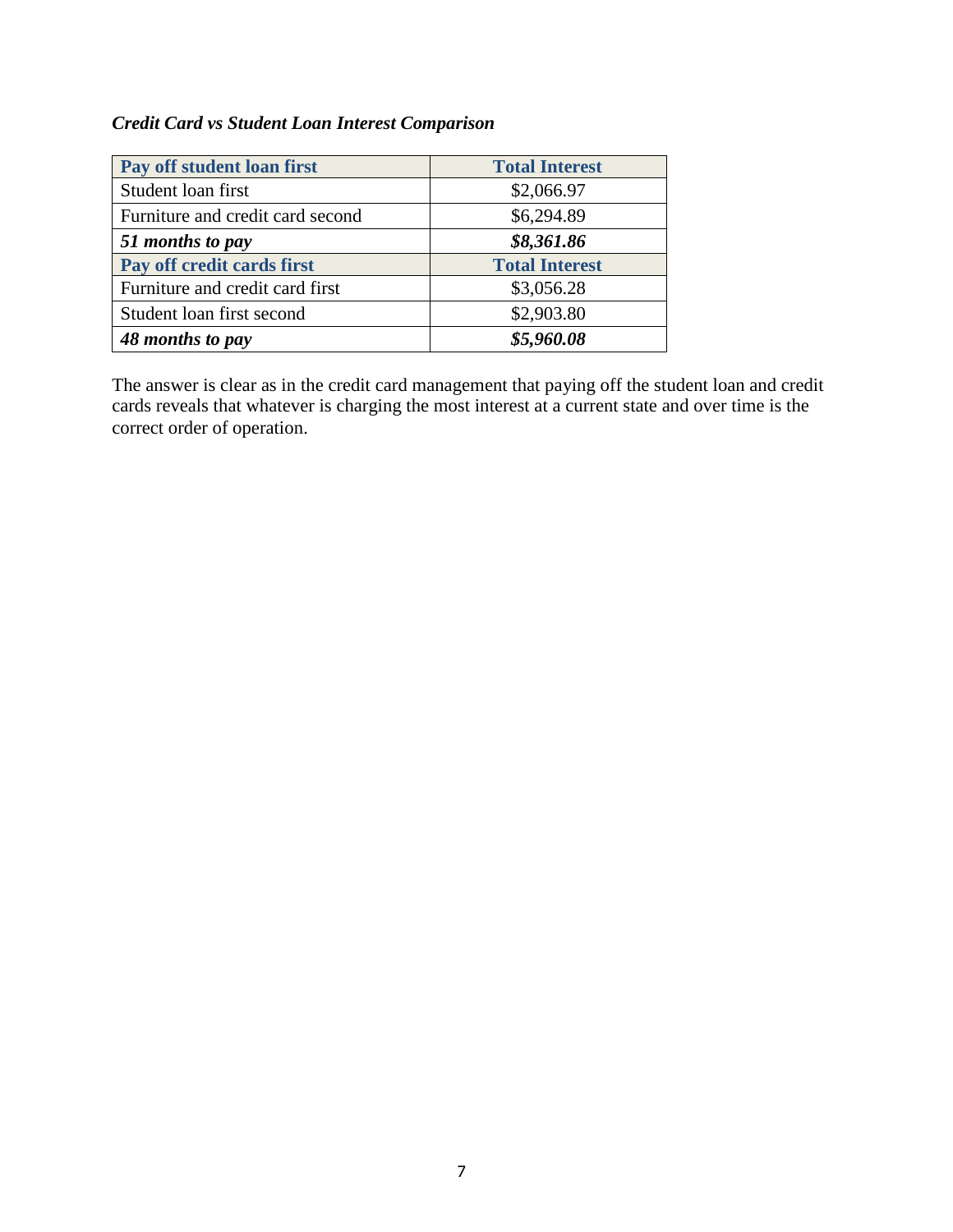***Credit Card vs Student Loan Interest Comparison***

| **Pay off student loan first** | **Total Interest** |
|---|---|
| Student loan first | $2,066.97 |
| Furniture and credit card second | $6,294.89 |
| ***51 months to pay*** | ***$8,361.86*** |
| **Pay off credit cards first** | **Total Interest** |
| Furniture and credit card first | $3,056.28 |
| Student loan first second | $2,903.80 |
| ***48 months to pay*** | ***$5,960.08*** |

The answer is clear as in the credit card management that paying off the student loan and credit cards reveals that whatever is charging the most interest at a current state and over time is the correct order of operation.